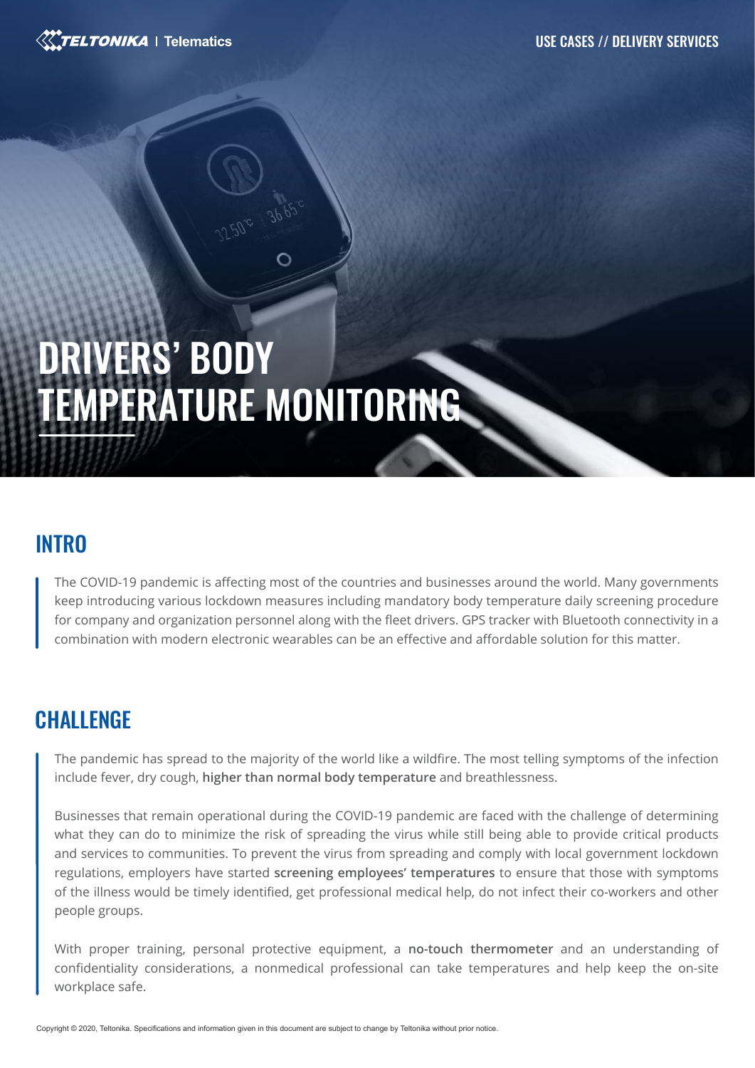# DRIVERS' BODY TEMPERATURE MONITORING

## INTRO

The COVID-19 pandemic is affecting most of the countries and businesses around the world. Many governments keep introducing various lockdown measures including mandatory body temperature daily screening procedure for company and organization personnel along with the fleet drivers. GPS tracker with Bluetooth connectivity in a combination with modern electronic wearables can be an effective and affordable solution for this matter.

## CHALLENGE

The pandemic has spread to the majority of the world like a wildfire. The most telling symptoms of the infection include fever, dry cough, **higher than normal body temperature** and breathlessness.

Businesses that remain operational during the COVID-19 pandemic are faced with the challenge of determining what they can do to minimize the risk of spreading the virus while still being able to provide critical products and services to communities. To prevent the virus from spreading and comply with local government lockdown regulations, employers have started **screening employees' temperatures** to ensure that those with symptoms of the illness would be timely identified, get professional medical help, do not infect their co-workers and other people groups.

With proper training, personal protective equipment, a **no-touch thermometer** and an understanding of confidentiality considerations, a nonmedical professional can take temperatures and help keep the on-site workplace safe.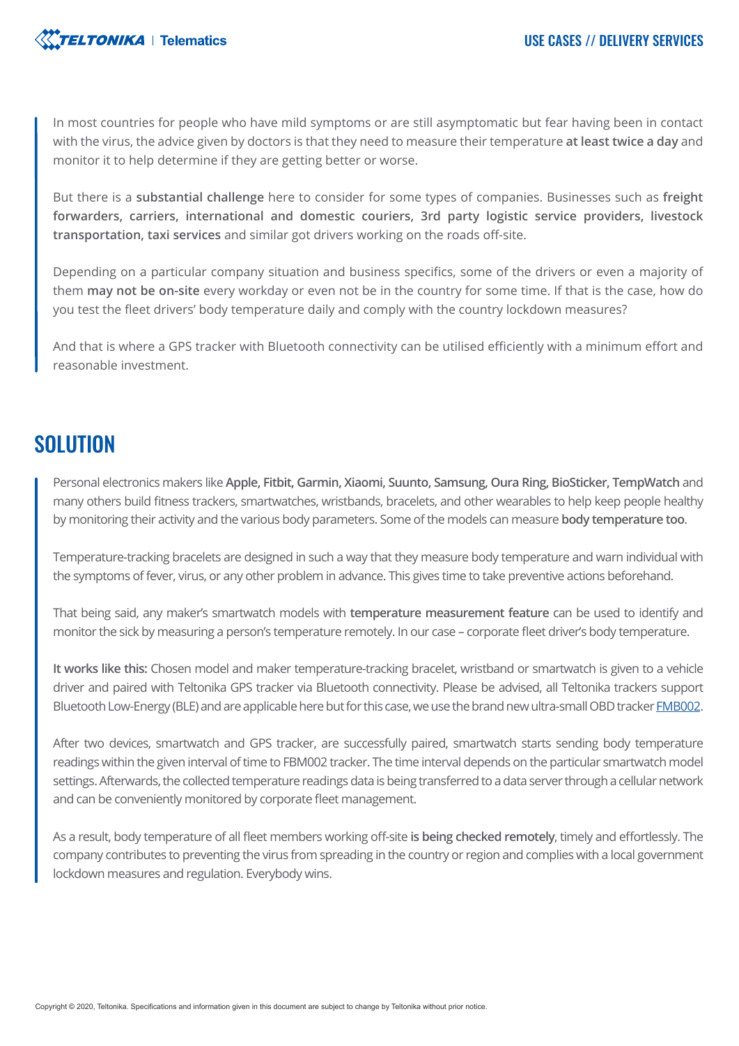In most countries for people who have mild symptoms or are still asymptomatic but fear having been in contact with the virus, the advice given by doctors is that they need to measure their temperature **at least twice a day** and monitor it to help determine if they are getting better or worse.

But there is a **substantial challenge** here to consider for some types of companies. Businesses such as **freight forwarders, carriers, international and domestic couriers, 3rd party logistic service providers, livestock transportation, taxi services** and similar got drivers working on the roads off-site.

Depending on a particular company situation and business specifics, some of the drivers or even a majority of them **may not be on-site** every workday or even not be in the country for some time. If that is the case, how do you test the fleet drivers' body temperature daily and comply with the country lockdown measures?

And that is where a GPS tracker with Bluetooth connectivity can be utilised efficiently with a minimum effort and reasonable investment.

## SOLUTION

Personal electronics makers like **Apple, Fitbit, Garmin, Xiaomi, Suunto, Samsung, Oura Ring, BioSticker, TempWatch** and many others build fitness trackers, smartwatches, wristbands, bracelets, and other wearables to help keep people healthy by monitoring their activity and the various body parameters. Some of the models can measure **body temperature too**.

Temperature-tracking bracelets are designed in such a way that they measure body temperature and warn individual with the symptoms of fever, virus, or any other problem in advance. This gives time to take preventive actions beforehand.

That being said, any maker's smartwatch models with **temperature measurement feature** can be used to identify and monitor the sick by measuring a person's temperature remotely. In our case – corporate fleet driver's body temperature.

**It works like this:** Chosen model and maker temperature-tracking bracelet, wristband or smartwatch is given to a vehicle driver and paired with Teltonika GPS tracker via Bluetooth connectivity. Please be advised, all Teltonika trackers support Bluetooth Low-Energy (BLE) and are applicable here but for this case, we use the brand new ultra-small OBD tracker FMB002.

After two devices, smartwatch and GPS tracker, are successfully paired, smartwatch starts sending body temperature readings within the given interval of time to FBM002 tracker. The time interval depends on the particular smartwatch model settings. Afterwards, the collected temperature readings data is being transferred to a data server through a cellular network and can be conveniently monitored by corporate fleet management.

As a result, body temperature of all fleet members working off-site **is being checked remotely**, timely and effortlessly. The company contributes to preventing the virus from spreading in the country or region and complies with a local government lockdown measures and regulation. Everybody wins.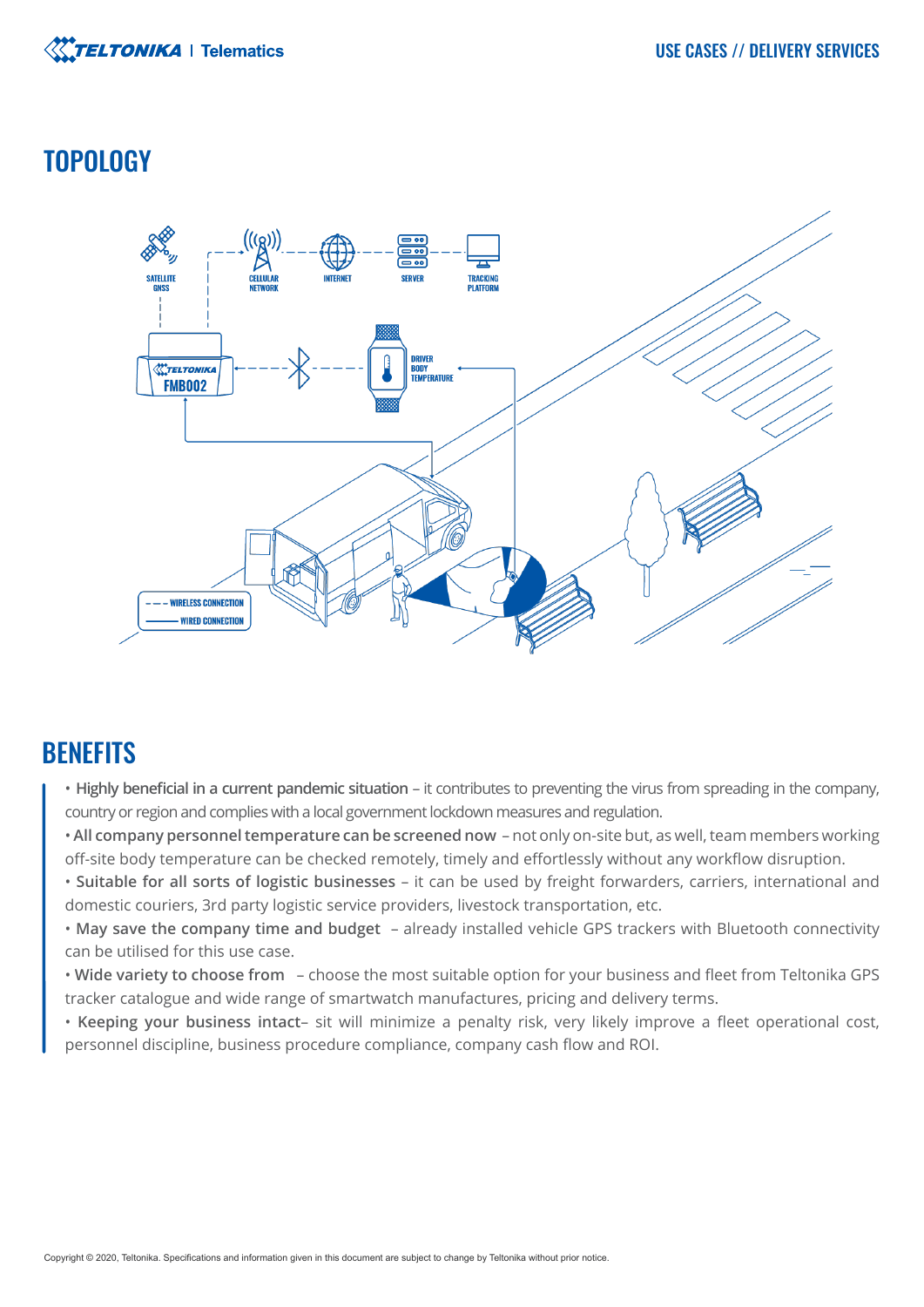## TOPOLOGY

## BENEFITS

- **Highly beneficial in a current pandemic situation** – it contributes to preventing the virus from spreading in the company, country or region and complies with a local government lockdown measures and regulation.
- **All company personnel temperature can be screened now** – not only on-site but, as well, team members working off-site body temperature can be checked remotely, timely and effortlessly without any workflow disruption.
- **Suitable for all sorts of logistic businesses** – it can be used by freight forwarders, carriers, international and domestic couriers, 3rd party logistic service providers, livestock transportation, etc.
- **May save the company time and budget** – already installed vehicle GPS trackers with Bluetooth connectivity can be utilised for this use case.
- **Wide variety to choose from** – choose the most suitable option for your business and fleet from Teltonika GPS tracker catalogue and wide range of smartwatch manufactures, pricing and delivery terms.
- **Keeping your business intact**– sit will minimize a penalty risk, very likely improve a fleet operational cost, personnel discipline, business procedure compliance, company cash flow and ROI.

Copyright © 2020, Teltonika. Specifications and information given in this document are subject to change by Teltonika without prior notice.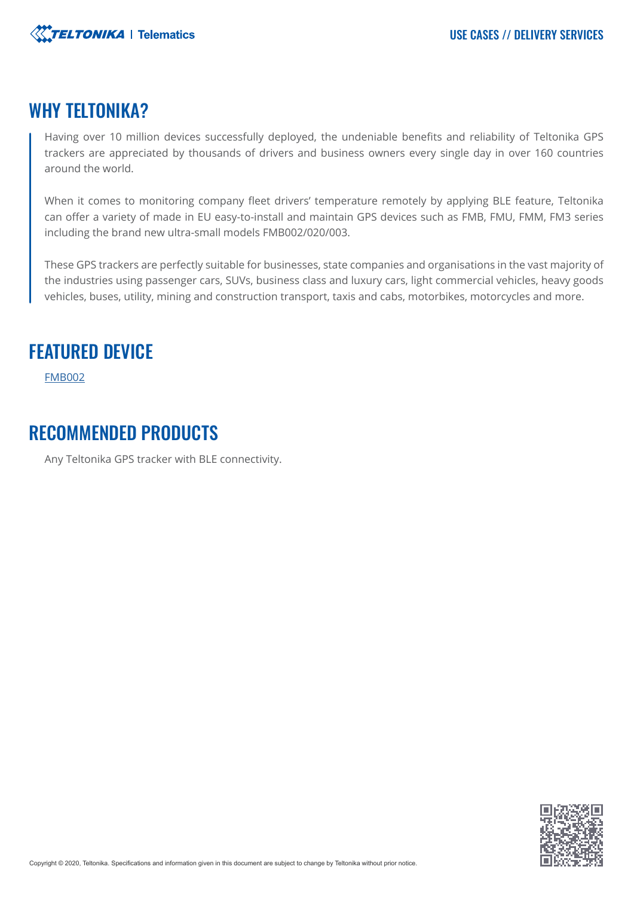## WHY TELTONIKA?

Having over 10 million devices successfully deployed, the undeniable benefits and reliability of Teltonika GPS trackers are appreciated by thousands of drivers and business owners every single day in over 160 countries around the world.

When it comes to monitoring company fleet drivers' temperature remotely by applying BLE feature, Teltonika can offer a variety of made in EU easy-to-install and maintain GPS devices such as FMB, FMU, FMM, FM3 series including the brand new ultra-small models FMB002/020/003.

These GPS trackers are perfectly suitable for businesses, state companies and organisations in the vast majority of the industries using passenger cars, SUVs, business class and luxury cars, light commercial vehicles, heavy goods vehicles, buses, utility, mining and construction transport, taxis and cabs, motorbikes, motorcycles and more.

## FEATURED DEVICE

FMB002

## RECOMMENDED PRODUCTS

Any Teltonika GPS tracker with BLE connectivity.

Copyright © 2020, Teltonika. Specifications and information given in this document are subject to change by Teltonika without prior notice.